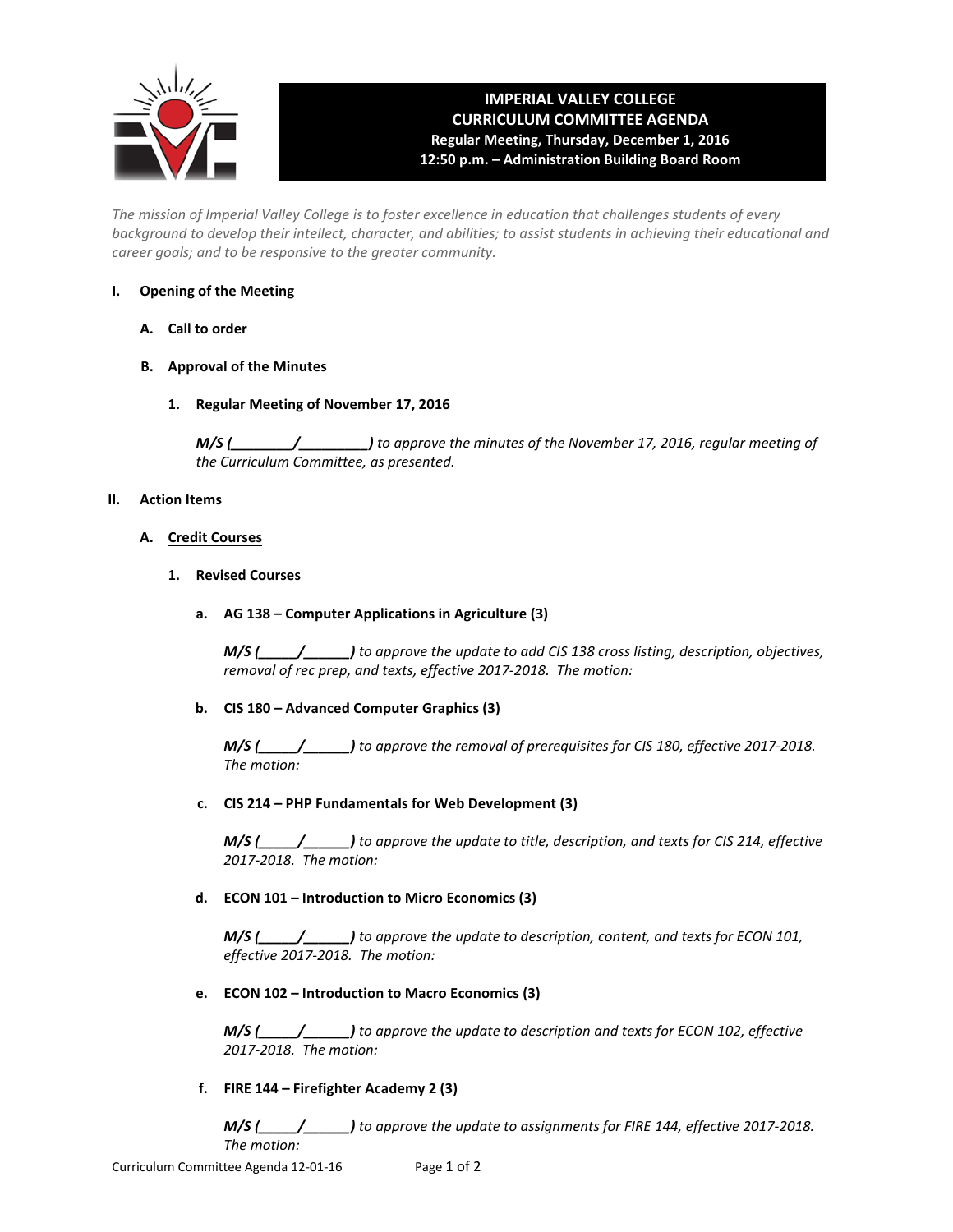# IMPERIAL VALLEY COLLEGE
## CURRICULUM COMMITTEE AGENDA
**Regular Meeting, Thursday, December 1, 2016**
**12:50 p.m. – Administration Building Board Room**

*The mission of Imperial Valley College is to foster excellence in education that challenges students of every background to develop their intellect, character, and abilities; to assist students in achieving their educational and career goals; and to be responsive to the greater community.*

**I. Opening of the Meeting**

**A. Call to order**

**B. Approval of the Minutes**

**1. Regular Meeting of November 17, 2016**

***M/S (________/________)*** *to approve the minutes of the November 17, 2016, regular meeting of the Curriculum Committee, as presented.*

**II. Action Items**

**A. Credit Courses**

**1. Revised Courses**

**a. AG 138 – Computer Applications in Agriculture (3)**

***M/S (_____/______)*** *to approve the update to add CIS 138 cross listing, description, objectives, removal of rec prep, and texts, effective 2017-2018. The motion:*

**b. CIS 180 – Advanced Computer Graphics (3)**

***M/S (_____/______)*** *to approve the removal of prerequisites for CIS 180, effective 2017-2018. The motion:*

**c. CIS 214 – PHP Fundamentals for Web Development (3)**

***M/S (_____/______)*** *to approve the update to title, description, and texts for CIS 214, effective 2017-2018. The motion:*

**d. ECON 101 – Introduction to Micro Economics (3)**

***M/S (_____/______)*** *to approve the update to description, content, and texts for ECON 101, effective 2017-2018. The motion:*

**e. ECON 102 – Introduction to Macro Economics (3)**

***M/S (_____/______)*** *to approve the update to description and texts for ECON 102, effective 2017-2018. The motion:*

**f. FIRE 144 – Firefighter Academy 2 (3)**

***M/S (_____/______)*** *to approve the update to assignments for FIRE 144, effective 2017-2018. The motion:*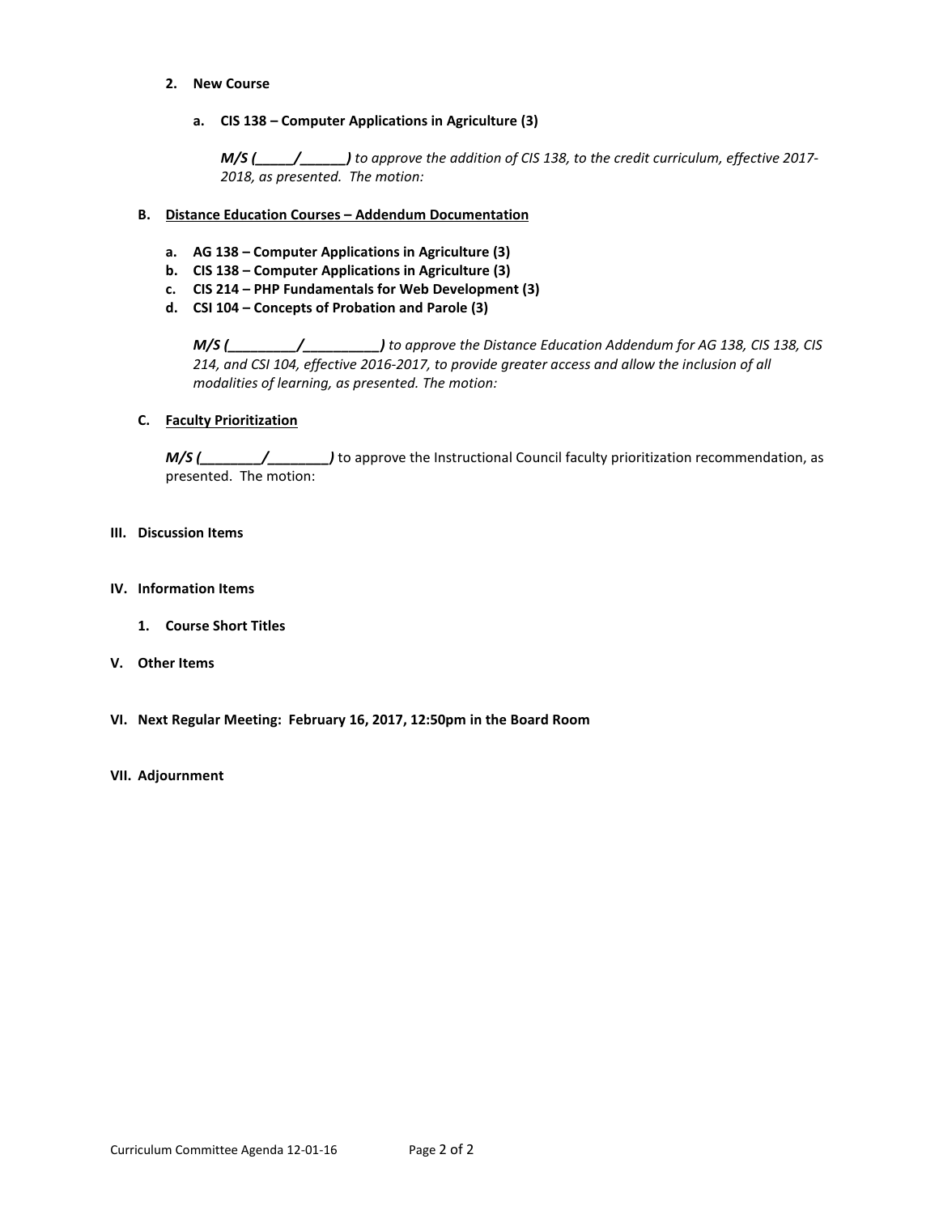2. **New Course**

   a. **CIS 138 – Computer Applications in Agriculture (3)**

      ***M/S (_____/______)*** *to approve the addition of CIS 138, to the credit curriculum, effective 2017-2018, as presented. The motion:*

**B. Distance Education Courses – Addendum Documentation**

a. **AG 138 – Computer Applications in Agriculture (3)**
b. **CIS 138 – Computer Applications in Agriculture (3)**
c. **CIS 214 – PHP Fundamentals for Web Development (3)**
d. **CSI 104 – Concepts of Probation and Parole (3)**

***M/S (_________/__________)*** *to approve the Distance Education Addendum for AG 138, CIS 138, CIS 214, and CSI 104, effective 2016-2017, to provide greater access and allow the inclusion of all modalities of learning, as presented. The motion:*

**C. Faculty Prioritization**

***M/S (________/________)*** to approve the Instructional Council faculty prioritization recommendation, as presented. The motion:

**III. Discussion Items**

**IV. Information Items**

1. **Course Short Titles**

**V. Other Items**

**VI. Next Regular Meeting: February 16, 2017, 12:50pm in the Board Room**

**VII. Adjournment**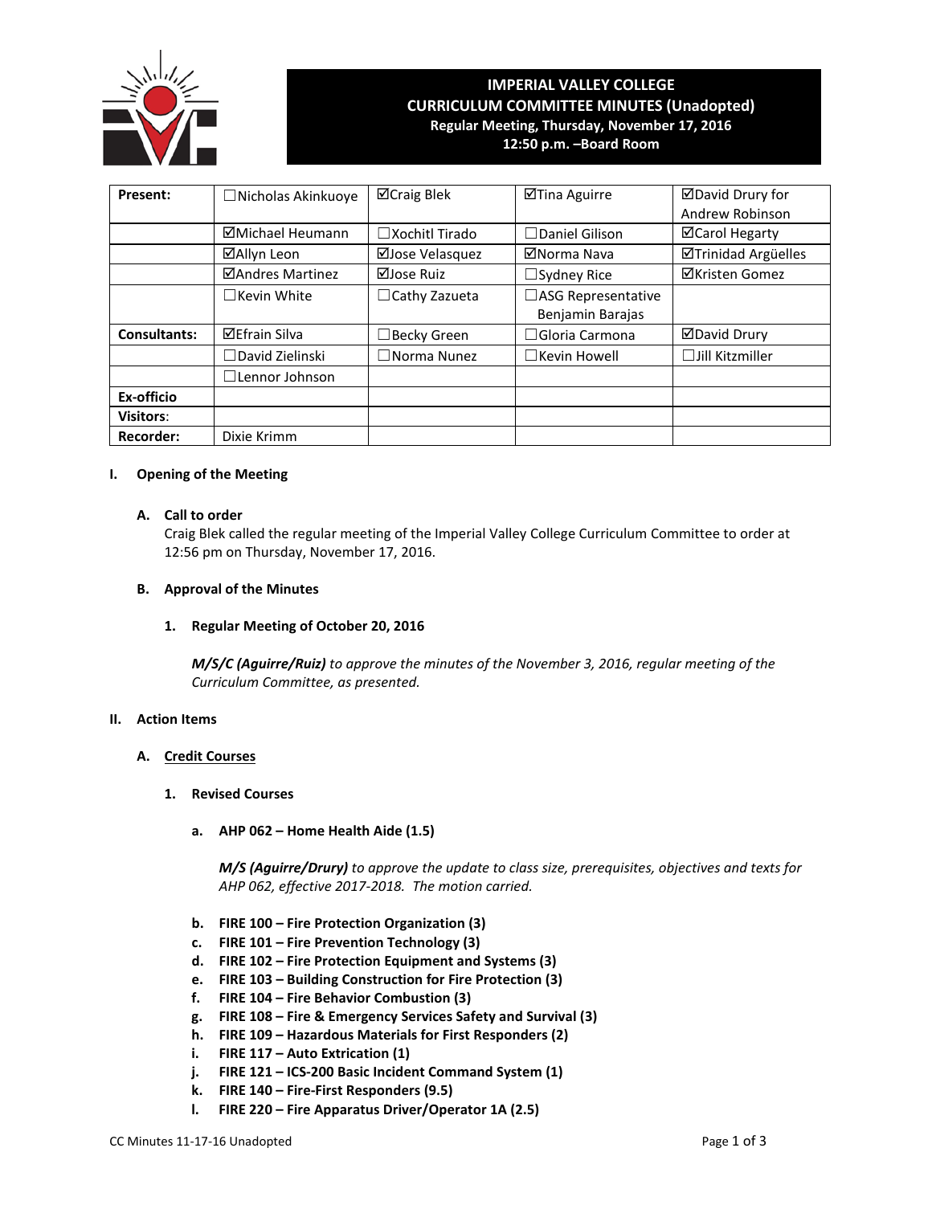# IMPERIAL VALLEY COLLEGE
## CURRICULUM COMMITTEE MINUTES (Unadopted)
### Regular Meeting, Thursday, November 17, 2016
### 12:50 p.m. –Board Room

| Present: | ☐Nicholas Akinkuoye | ☑Craig Blek | ☑Tina Aguirre | ☑David Drury for Andrew Robinson |
|---|---|---|---|---|
| | ☑Michael Heumann | ☐Xochitl Tirado | ☐Daniel Gilison | ☑Carol Hegarty |
| | ☑Allyn Leon | ☑Jose Velasquez | ☑Norma Nava | ☑Trinidad Argüelles |
| | ☑Andres Martinez | ☑Jose Ruiz | ☐Sydney Rice | ☑Kristen Gomez |
| | ☐Kevin White | ☐Cathy Zazueta | ☐ASG Representative Benjamin Barajas | |
| **Consultants:** | ☑Efrain Silva | ☐Becky Green | ☐Gloria Carmona | ☑David Drury |
| | ☐David Zielinski | ☐Norma Nunez | ☐Kevin Howell | ☐Jill Kitzmiller |
| | ☐Lennor Johnson | | | |
| **Ex-officio** | | | | |
| **Visitors:** | | | | |
| **Recorder:** | Dixie Krimm | | | |

**I. Opening of the Meeting**

**A. Call to order**

Craig Blek called the regular meeting of the Imperial Valley College Curriculum Committee to order at 12:56 pm on Thursday, November 17, 2016.

**B. Approval of the Minutes**

**1. Regular Meeting of October 20, 2016**

***M/S/C (Aguirre/Ruiz)*** *to approve the minutes of the November 3, 2016, regular meeting of the Curriculum Committee, as presented.*

**II. Action Items**

**A. Credit Courses**

**1. Revised Courses**

**a. AHP 062 – Home Health Aide (1.5)**

***M/S (Aguirre/Drury)*** *to approve the update to class size, prerequisites, objectives and texts for AHP 062, effective 2017-2018. The motion carried.*

**b. FIRE 100 – Fire Protection Organization (3)**
**c. FIRE 101 – Fire Prevention Technology (3)**
**d. FIRE 102 – Fire Protection Equipment and Systems (3)**
**e. FIRE 103 – Building Construction for Fire Protection (3)**
**f. FIRE 104 – Fire Behavior Combustion (3)**
**g. FIRE 108 – Fire & Emergency Services Safety and Survival (3)**
**h. FIRE 109 – Hazardous Materials for First Responders (2)**
**i. FIRE 117 – Auto Extrication (1)**
**j. FIRE 121 – ICS-200 Basic Incident Command System (1)**
**k. FIRE 140 – Fire-First Responders (9.5)**
**l. FIRE 220 – Fire Apparatus Driver/Operator 1A (2.5)**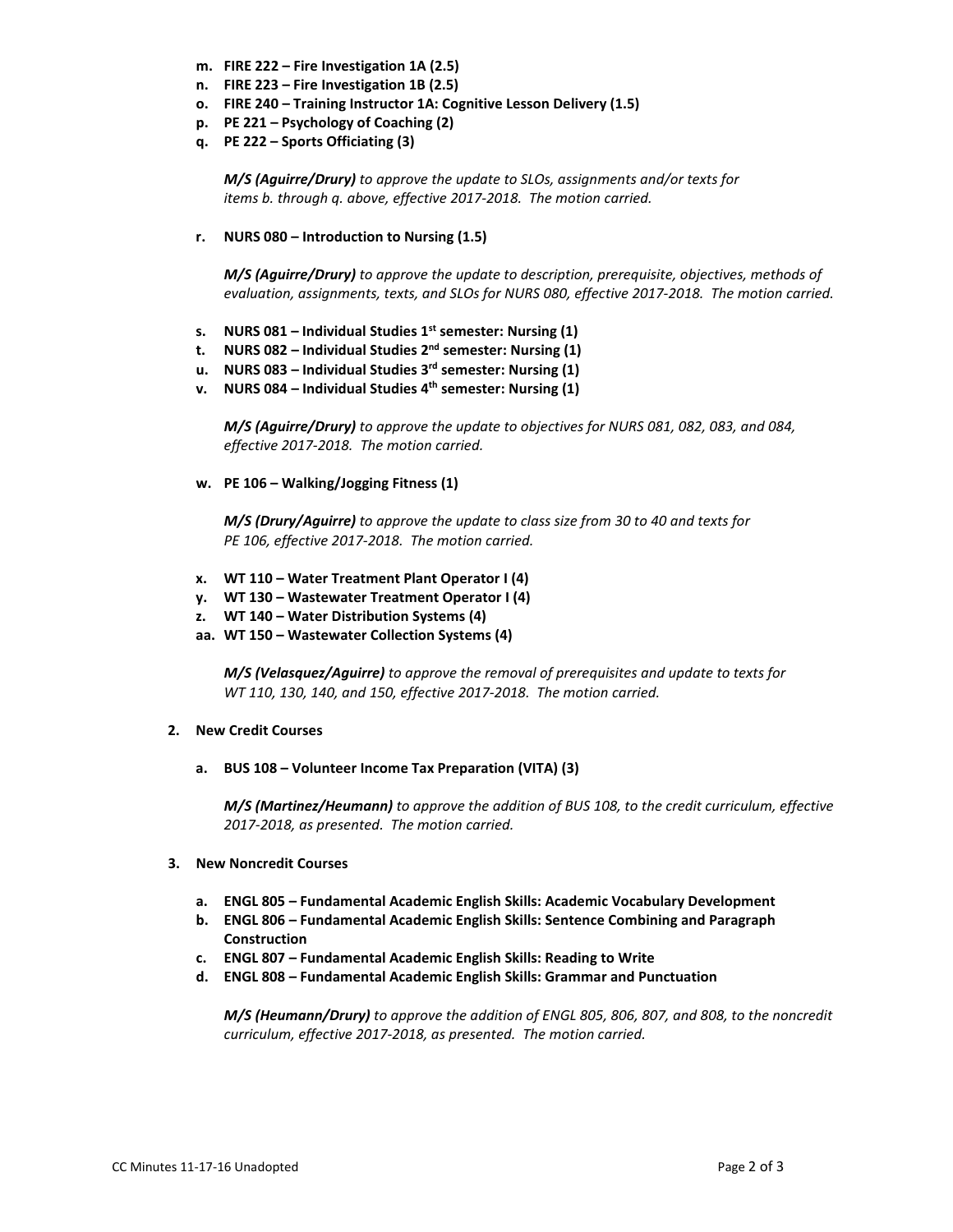- **m. FIRE 222 – Fire Investigation 1A (2.5)**
- **n. FIRE 223 – Fire Investigation 1B (2.5)**
- **o. FIRE 240 – Training Instructor 1A: Cognitive Lesson Delivery (1.5)**
- **p. PE 221 – Psychology of Coaching (2)**
- **q. PE 222 – Sports Officiating (3)**

  ***M/S (Aguirre/Drury)*** *to approve the update to SLOs, assignments and/or texts for items b. through q. above, effective 2017-2018. The motion carried.*

- **r. NURS 080 – Introduction to Nursing (1.5)**

  ***M/S (Aguirre/Drury)*** *to approve the update to description, prerequisite, objectives, methods of evaluation, assignments, texts, and SLOs for NURS 080, effective 2017-2018. The motion carried.*

- **s. NURS 081 – Individual Studies 1st semester: Nursing (1)**
- **t. NURS 082 – Individual Studies 2nd semester: Nursing (1)**
- **u. NURS 083 – Individual Studies 3rd semester: Nursing (1)**
- **v. NURS 084 – Individual Studies 4th semester: Nursing (1)**

  ***M/S (Aguirre/Drury)*** *to approve the update to objectives for NURS 081, 082, 083, and 084, effective 2017-2018. The motion carried.*

- **w. PE 106 – Walking/Jogging Fitness (1)**

  ***M/S (Drury/Aguirre)*** *to approve the update to class size from 30 to 40 and texts for PE 106, effective 2017-2018. The motion carried.*

- **x. WT 110 – Water Treatment Plant Operator I (4)**
- **y. WT 130 – Wastewater Treatment Operator I (4)**
- **z. WT 140 – Water Distribution Systems (4)**
- **aa. WT 150 – Wastewater Collection Systems (4)**

  ***M/S (Velasquez/Aguirre)*** *to approve the removal of prerequisites and update to texts for WT 110, 130, 140, and 150, effective 2017-2018. The motion carried.*

**2. New Credit Courses**

- **a. BUS 108 – Volunteer Income Tax Preparation (VITA) (3)**

  ***M/S (Martinez/Heumann)*** *to approve the addition of BUS 108, to the credit curriculum, effective 2017-2018, as presented. The motion carried.*

**3. New Noncredit Courses**

- **a. ENGL 805 – Fundamental Academic English Skills: Academic Vocabulary Development**
- **b. ENGL 806 – Fundamental Academic English Skills: Sentence Combining and Paragraph Construction**
- **c. ENGL 807 – Fundamental Academic English Skills: Reading to Write**
- **d. ENGL 808 – Fundamental Academic English Skills: Grammar and Punctuation**

  ***M/S (Heumann/Drury)*** *to approve the addition of ENGL 805, 806, 807, and 808, to the noncredit curriculum, effective 2017-2018, as presented. The motion carried.*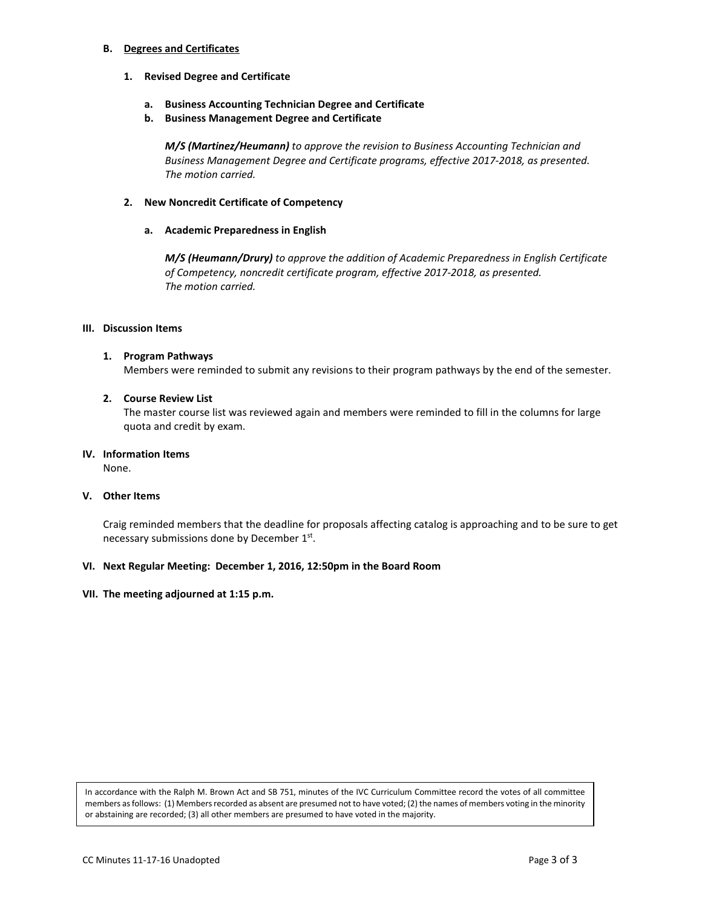**B. Degrees and Certificates**

**1. Revised Degree and Certificate**

**a. Business Accounting Technician Degree and Certificate**

**b. Business Management Degree and Certificate**

***M/S (Martinez/Heumann)*** *to approve the revision to Business Accounting Technician and Business Management Degree and Certificate programs, effective 2017-2018, as presented. The motion carried.*

**2. New Noncredit Certificate of Competency**

**a. Academic Preparedness in English**

***M/S (Heumann/Drury)*** *to approve the addition of Academic Preparedness in English Certificate of Competency, noncredit certificate program, effective 2017-2018, as presented. The motion carried.*

## III. Discussion Items

**1. Program Pathways**

Members were reminded to submit any revisions to their program pathways by the end of the semester.

**2. Course Review List**

The master course list was reviewed again and members were reminded to fill in the columns for large quota and credit by exam.

## IV. Information Items

None.

## V. Other Items

Craig reminded members that the deadline for proposals affecting catalog is approaching and to be sure to get necessary submissions done by December 1st.

## VI. Next Regular Meeting: December 1, 2016, 12:50pm in the Board Room

## VII. The meeting adjourned at 1:15 p.m.

In accordance with the Ralph M. Brown Act and SB 751, minutes of the IVC Curriculum Committee record the votes of all committee members as follows: (1) Members recorded as absent are presumed not to have voted; (2) the names of members voting in the minority or abstaining are recorded; (3) all other members are presumed to have voted in the majority.

CC Minutes 11-17-16 Unadopted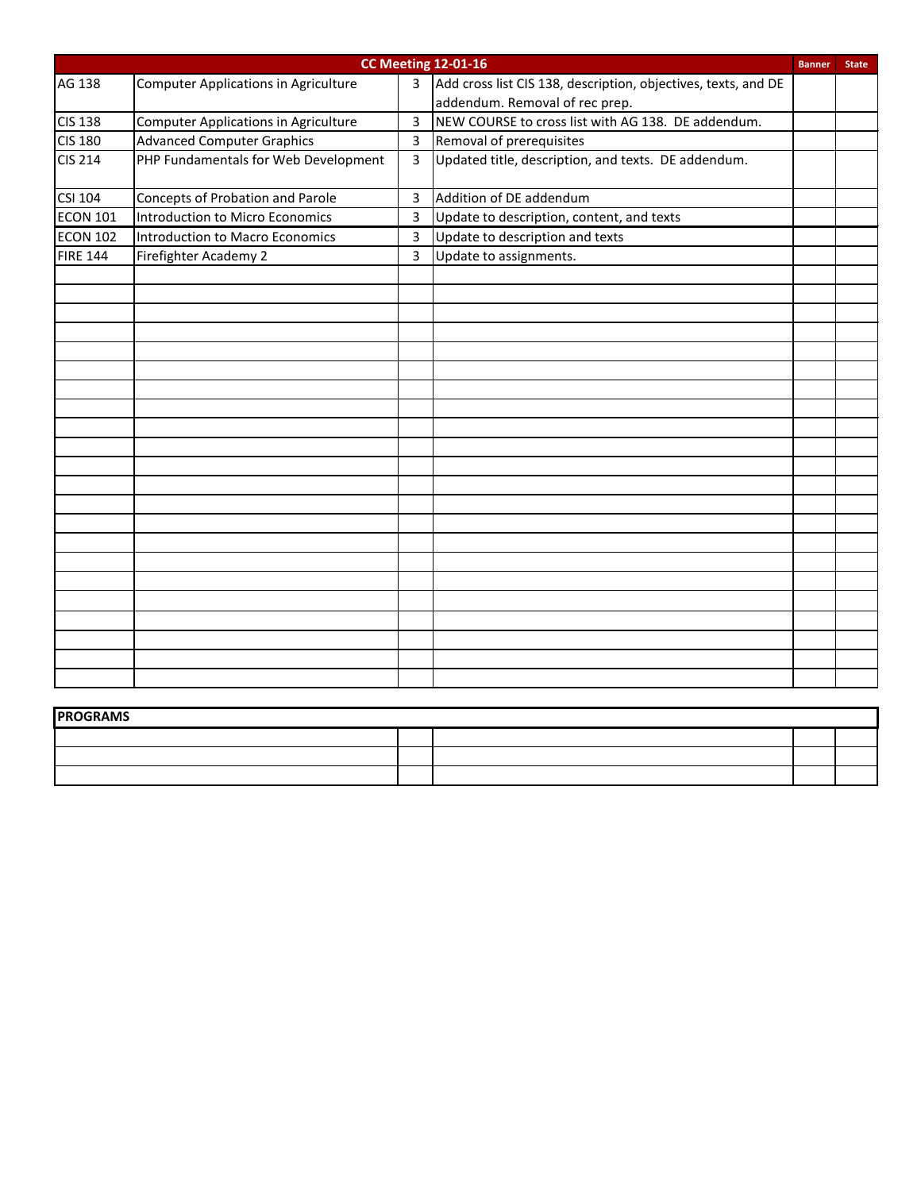| CC Meeting 12-01-16 | | | | Banner | State |
|---|---|---|---|---|---|
| AG 138 | Computer Applications in Agriculture | 3 | Add cross list CIS 138, description, objectives, texts, and DE addendum. Removal of rec prep. | | |
| CIS 138 | Computer Applications in Agriculture | 3 | NEW COURSE to cross list with AG 138. DE addendum. | | |
| CIS 180 | Advanced Computer Graphics | 3 | Removal of prerequisites | | |
| CIS 214 | PHP Fundamentals for Web Development | 3 | Updated title, description, and texts. DE addendum. | | |
| CSI 104 | Concepts of Probation and Parole | 3 | Addition of DE addendum | | |
| ECON 101 | Introduction to Micro Economics | 3 | Update to description, content, and texts | | |
| ECON 102 | Introduction to Macro Economics | 3 | Update to description and texts | | |
| FIRE 144 | Firefighter Academy 2 | 3 | Update to assignments. | | |

| PROGRAMS | | | | |
|---|---|---|---|---|
| | | | | |
| | | | | |
| | | | | |